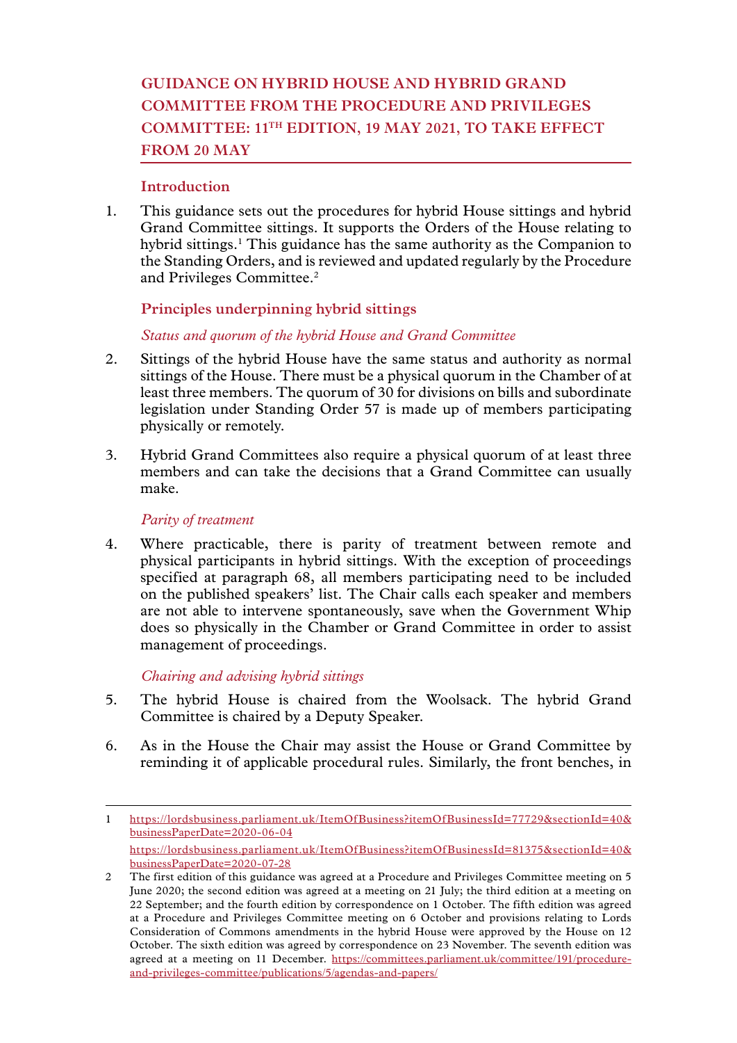# GUIDANCE ON HYBRID HOUSE AND HYBRID GRAND COMMITTEE FROM THE PROCEDURE AND PRIVILEGES COMMITTEE: 11TH EDITION, 19 MAY 2021, TO TAKE EFFECT FROM 20 MAY

## Introduction

1. This guidance sets out the procedures for hybrid House sittings and hybrid Grand Committee sittings. It supports the Orders of the House relating to hybrid sittings.[1] This guidance has the same authority as the Companion to the Standing Orders, and is reviewed and updated regularly by the Procedure and Privileges Committee.[2]

## Principles underpinning hybrid sittings

### *Status and quorum of the hybrid House and Grand Committee*

2. Sittings of the hybrid House have the same status and authority as normal sittings of the House. There must be a physical quorum in the Chamber of at least three members. The quorum of 30 for divisions on bills and subordinate legislation under Standing Order 57 is made up of members participating physically or remotely.

3. Hybrid Grand Committees also require a physical quorum of at least three members and can take the decisions that a Grand Committee can usually make.

### *Parity of treatment*

4. Where practicable, there is parity of treatment between remote and physical participants in hybrid sittings. With the exception of proceedings specified at paragraph 68, all members participating need to be included on the published speakers' list. The Chair calls each speaker and members are not able to intervene spontaneously, save when the Government Whip does so physically in the Chamber or Grand Committee in order to assist management of proceedings.

### *Chairing and advising hybrid sittings*

5. The hybrid House is chaired from the Woolsack. The hybrid Grand Committee is chaired by a Deputy Speaker.

6. As in the House the Chair may assist the House or Grand Committee by reminding it of applicable procedural rules. Similarly, the front benches, in

---

1 https://lordsbusiness.parliament.uk/ItemOfBusiness?itemOfBusinessId=77729&sectionId=40&businessPaperDate=2020-06-04

https://lordsbusiness.parliament.uk/ItemOfBusiness?itemOfBusinessId=81375&sectionId=40&businessPaperDate=2020-07-28

2 The first edition of this guidance was agreed at a Procedure and Privileges Committee meeting on 5 June 2020; the second edition was agreed at a meeting on 21 July; the third edition at a meeting on 22 September; and the fourth edition by correspondence on 1 October. The fifth edition was agreed at a Procedure and Privileges Committee meeting on 6 October and provisions relating to Lords Consideration of Commons amendments in the hybrid House were approved by the House on 12 October. The sixth edition was agreed by correspondence on 23 November. The seventh edition was agreed at a meeting on 11 December. https://committees.parliament.uk/committee/191/procedure-and-privileges-committee/publications/5/agendas-and-papers/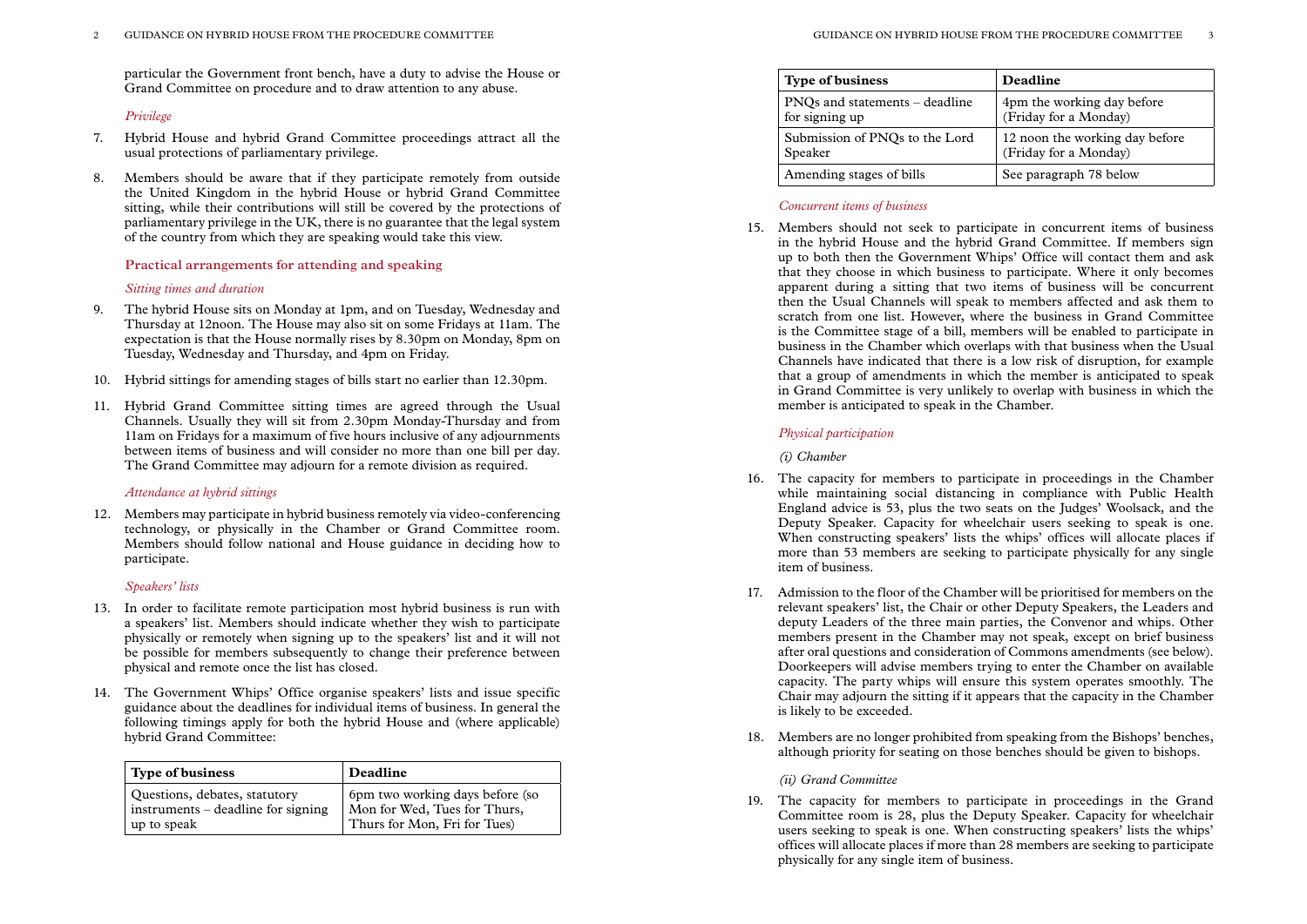particular the Government front bench, have a duty to advise the House or Grand Committee on procedure and to draw attention to any abuse.

*Privilege*

7. Hybrid House and hybrid Grand Committee proceedings attract all the usual protections of parliamentary privilege.

8. Members should be aware that if they participate remotely from outside the United Kingdom in the hybrid House or hybrid Grand Committee sitting, while their contributions will still be covered by the protections of parliamentary privilege in the UK, there is no guarantee that the legal system of the country from which they are speaking would take this view.

### Practical arrangements for attending and speaking

*Sitting times and duration*

9. The hybrid House sits on Monday at 1pm, and on Tuesday, Wednesday and Thursday at 12noon. The House may also sit on some Fridays at 11am. The expectation is that the House normally rises by 8.30pm on Monday, 8pm on Tuesday, Wednesday and Thursday, and 4pm on Friday.

10. Hybrid sittings for amending stages of bills start no earlier than 12.30pm.

11. Hybrid Grand Committee sitting times are agreed through the Usual Channels. Usually they will sit from 2.30pm Monday-Thursday and from 11am on Fridays for a maximum of five hours inclusive of any adjournments between items of business and will consider no more than one bill per day. The Grand Committee may adjourn for a remote division as required.

*Attendance at hybrid sittings*

12. Members may participate in hybrid business remotely via video-conferencing technology, or physically in the Chamber or Grand Committee room. Members should follow national and House guidance in deciding how to participate.

*Speakers' lists*

13. In order to facilitate remote participation most hybrid business is run with a speakers' list. Members should indicate whether they wish to participate physically or remotely when signing up to the speakers' list and it will not be possible for members subsequently to change their preference between physical and remote once the list has closed.

14. The Government Whips' Office organise speakers' lists and issue specific guidance about the deadlines for individual items of business. In general the following timings apply for both the hybrid House and (where applicable) hybrid Grand Committee:

| Type of business | Deadline |
|---|---|
| Questions, debates, statutory instruments – deadline for signing up to speak | 6pm two working days before (so Mon for Wed, Tues for Thurs, Thurs for Mon, Fri for Tues) |
| PNQs and statements – deadline for signing up | 4pm the working day before (Friday for a Monday) |
| Submission of PNQs to the Lord Speaker | 12 noon the working day before (Friday for a Monday) |
| Amending stages of bills | See paragraph 78 below |

*Concurrent items of business*

15. Members should not seek to participate in concurrent items of business in the hybrid House and the hybrid Grand Committee. If members sign up to both then the Government Whips' Office will contact them and ask that they choose in which business to participate. Where it only becomes apparent during a sitting that two items of business will be concurrent then the Usual Channels will speak to members affected and ask them to scratch from one list. However, where the business in Grand Committee is the Committee stage of a bill, members will be enabled to participate in business in the Chamber which overlaps with that business when the Usual Channels have indicated that there is a low risk of disruption, for example that a group of amendments in which the member is anticipated to speak in Grand Committee is very unlikely to overlap with business in which the member is anticipated to speak in the Chamber.

*Physical participation*

*(i) Chamber*

16. The capacity for members to participate in proceedings in the Chamber while maintaining social distancing in compliance with Public Health England advice is 53, plus the two seats on the Judges' Woolsack, and the Deputy Speaker. Capacity for wheelchair users seeking to speak is one. When constructing speakers' lists the whips' offices will allocate places if more than 53 members are seeking to participate physically for any single item of business.

17. Admission to the floor of the Chamber will be prioritised for members on the relevant speakers' list, the Chair or other Deputy Speakers, the Leaders and deputy Leaders of the three main parties, the Convenor and whips. Other members present in the Chamber may not speak, except on brief business after oral questions and consideration of Commons amendments (see below). Doorkeepers will advise members trying to enter the Chamber on available capacity. The party whips will ensure this system operates smoothly. The Chair may adjourn the sitting if it appears that the capacity in the Chamber is likely to be exceeded.

18. Members are no longer prohibited from speaking from the Bishops' benches, although priority for seating on those benches should be given to bishops.

*(ii) Grand Committee*

19. The capacity for members to participate in proceedings in the Grand Committee room is 28, plus the Deputy Speaker. Capacity for wheelchair users seeking to speak is one. When constructing speakers' lists the whips' offices will allocate places if more than 28 members are seeking to participate physically for any single item of business.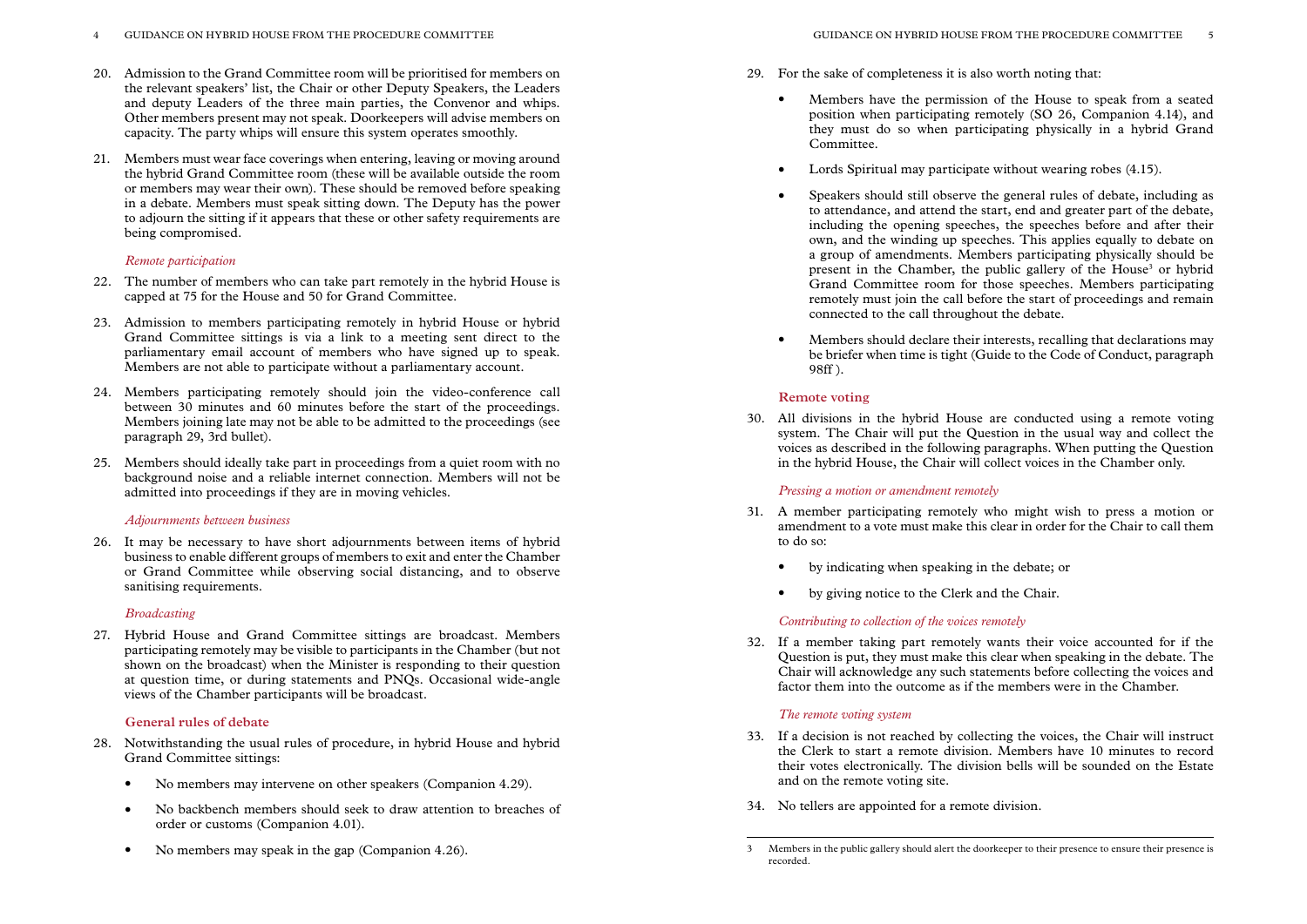20. Admission to the Grand Committee room will be prioritised for members on the relevant speakers' list, the Chair or other Deputy Speakers, the Leaders and deputy Leaders of the three main parties, the Convenor and whips. Other members present may not speak. Doorkeepers will advise members on capacity. The party whips will ensure this system operates smoothly.

21. Members must wear face coverings when entering, leaving or moving around the hybrid Grand Committee room (these will be available outside the room or members may wear their own). These should be removed before speaking in a debate. Members must speak sitting down. The Deputy has the power to adjourn the sitting if it appears that these or other safety requirements are being compromised.

*Remote participation*

22. The number of members who can take part remotely in the hybrid House is capped at 75 for the House and 50 for Grand Committee.

23. Admission to members participating remotely in hybrid House or hybrid Grand Committee sittings is via a link to a meeting sent direct to the parliamentary email account of members who have signed up to speak. Members are not able to participate without a parliamentary account.

24. Members participating remotely should join the video-conference call between 30 minutes and 60 minutes before the start of the proceedings. Members joining late may not be able to be admitted to the proceedings (see paragraph 29, 3rd bullet).

25. Members should ideally take part in proceedings from a quiet room with no background noise and a reliable internet connection. Members will not be admitted into proceedings if they are in moving vehicles.

*Adjournments between business*

26. It may be necessary to have short adjournments between items of hybrid business to enable different groups of members to exit and enter the Chamber or Grand Committee while observing social distancing, and to observe sanitising requirements.

*Broadcasting*

27. Hybrid House and Grand Committee sittings are broadcast. Members participating remotely may be visible to participants in the Chamber (but not shown on the broadcast) when the Minister is responding to their question at question time, or during statements and PNQs. Occasional wide-angle views of the Chamber participants will be broadcast.

### General rules of debate

28. Notwithstanding the usual rules of procedure, in hybrid House and hybrid Grand Committee sittings:

    - No members may intervene on other speakers (Companion 4.29).
    - No backbench members should seek to draw attention to breaches of order or customs (Companion 4.01).
    - No members may speak in the gap (Companion 4.26).

29. For the sake of completeness it is also worth noting that:

    - Members have the permission of the House to speak from a seated position when participating remotely (SO 26, Companion 4.14), and they must do so when participating physically in a hybrid Grand Committee.
    - Lords Spiritual may participate without wearing robes (4.15).
    - Speakers should still observe the general rules of debate, including as to attendance, and attend the start, end and greater part of the debate, including the opening speeches, the speeches before and after their own, and the winding up speeches. This applies equally to debate on a group of amendments. Members participating physically should be present in the Chamber, the public gallery of the House[3] or hybrid Grand Committee room for those speeches. Members participating remotely must join the call before the start of proceedings and remain connected to the call throughout the debate.
    - Members should declare their interests, recalling that declarations may be briefer when time is tight (Guide to the Code of Conduct, paragraph 98ff ).

### Remote voting

30. All divisions in the hybrid House are conducted using a remote voting system. The Chair will put the Question in the usual way and collect the voices as described in the following paragraphs. When putting the Question in the hybrid House, the Chair will collect voices in the Chamber only.

*Pressing a motion or amendment remotely*

31. A member participating remotely who might wish to press a motion or amendment to a vote must make this clear in order for the Chair to call them to do so:

    - by indicating when speaking in the debate; or
    - by giving notice to the Clerk and the Chair.

*Contributing to collection of the voices remotely*

32. If a member taking part remotely wants their voice accounted for if the Question is put, they must make this clear when speaking in the debate. The Chair will acknowledge any such statements before collecting the voices and factor them into the outcome as if the members were in the Chamber.

*The remote voting system*

33. If a decision is not reached by collecting the voices, the Chair will instruct the Clerk to start a remote division. Members have 10 minutes to record their votes electronically. The division bells will be sounded on the Estate and on the remote voting site.

34. No tellers are appointed for a remote division.

---

3 Members in the public gallery should alert the doorkeeper to their presence to ensure their presence is recorded.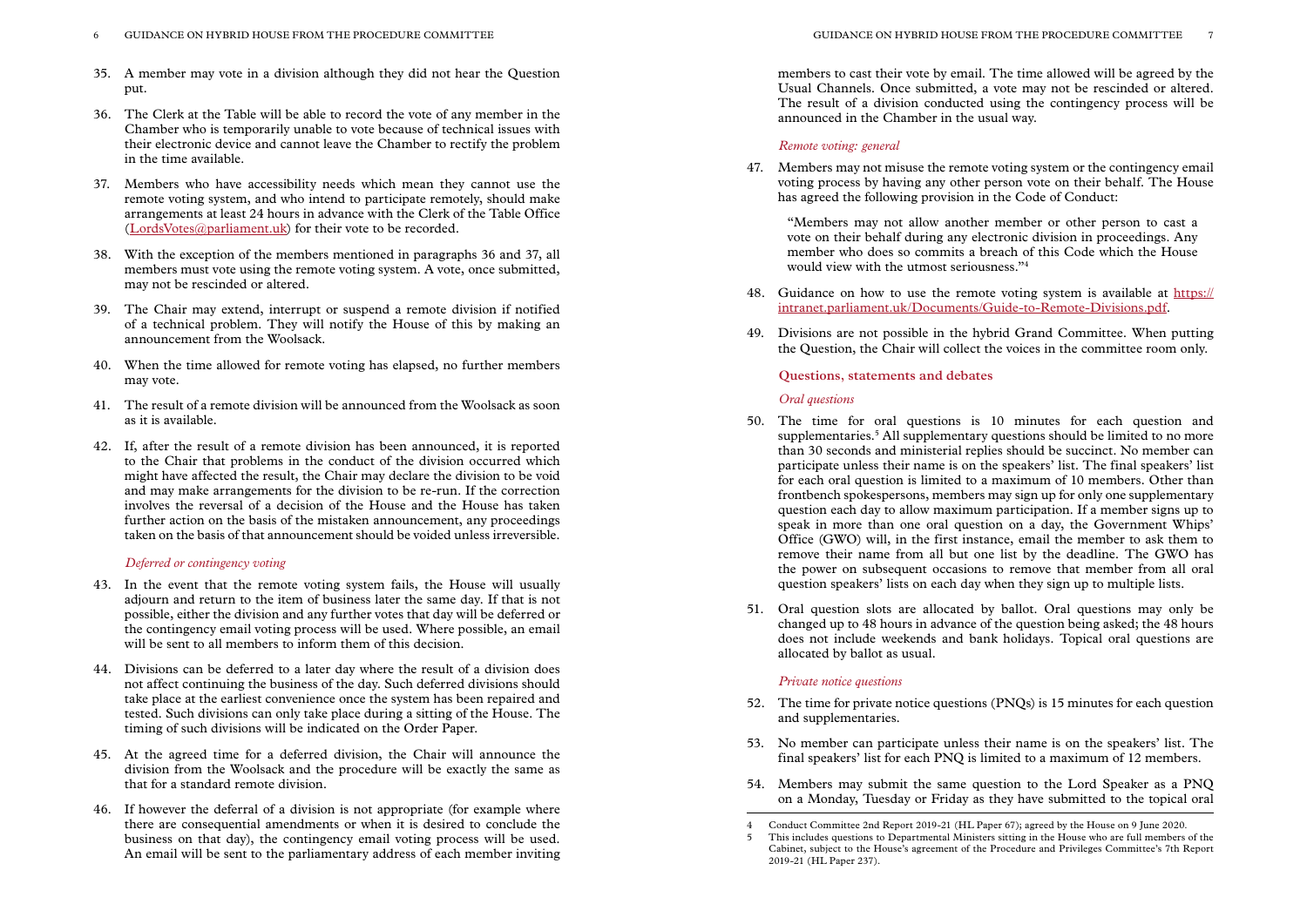35. A member may vote in a division although they did not hear the Question put.

36. The Clerk at the Table will be able to record the vote of any member in the Chamber who is temporarily unable to vote because of technical issues with their electronic device and cannot leave the Chamber to rectify the problem in the time available.

37. Members who have accessibility needs which mean they cannot use the remote voting system, and who intend to participate remotely, should make arrangements at least 24 hours in advance with the Clerk of the Table Office (LordsVotes@parliament.uk) for their vote to be recorded.

38. With the exception of the members mentioned in paragraphs 36 and 37, all members must vote using the remote voting system. A vote, once submitted, may not be rescinded or altered.

39. The Chair may extend, interrupt or suspend a remote division if notified of a technical problem. They will notify the House of this by making an announcement from the Woolsack.

40. When the time allowed for remote voting has elapsed, no further members may vote.

41. The result of a remote division will be announced from the Woolsack as soon as it is available.

42. If, after the result of a remote division has been announced, it is reported to the Chair that problems in the conduct of the division occurred which might have affected the result, the Chair may declare the division to be void and may make arrangements for the division to be re-run. If the correction involves the reversal of a decision of the House and the House has taken further action on the basis of the mistaken announcement, any proceedings taken on the basis of that announcement should be voided unless irreversible.

*Deferred or contingency voting*

43. In the event that the remote voting system fails, the House will usually adjourn and return to the item of business later the same day. If that is not possible, either the division and any further votes that day will be deferred or the contingency email voting process will be used. Where possible, an email will be sent to all members to inform them of this decision.

44. Divisions can be deferred to a later day where the result of a division does not affect continuing the business of the day. Such deferred divisions should take place at the earliest convenience once the system has been repaired and tested. Such divisions can only take place during a sitting of the House. The timing of such divisions will be indicated on the Order Paper.

45. At the agreed time for a deferred division, the Chair will announce the division from the Woolsack and the procedure will be exactly the same as that for a standard remote division.

46. If however the deferral of a division is not appropriate (for example where there are consequential amendments or when it is desired to conclude the business on that day), the contingency email voting process will be used. An email will be sent to the parliamentary address of each member inviting members to cast their vote by email. The time allowed will be agreed by the Usual Channels. Once submitted, a vote may not be rescinded or altered. The result of a division conducted using the contingency process will be announced in the Chamber in the usual way.

*Remote voting: general*

47. Members may not misuse the remote voting system or the contingency email voting process by having any other person vote on their behalf. The House has agreed the following provision in the Code of Conduct:

> "Members may not allow another member or other person to cast a vote on their behalf during any electronic division in proceedings. Any member who does so commits a breach of this Code which the House would view with the utmost seriousness."[4]

48. Guidance on how to use the remote voting system is available at https://intranet.parliament.uk/Documents/Guide-to-Remote-Divisions.pdf.

49. Divisions are not possible in the hybrid Grand Committee. When putting the Question, the Chair will collect the voices in the committee room only.

## Questions, statements and debates

*Oral questions*

50. The time for oral questions is 10 minutes for each question and supplementaries.[5] All supplementary questions should be limited to no more than 30 seconds and ministerial replies should be succinct. No member can participate unless their name is on the speakers' list. The final speakers' list for each oral question is limited to a maximum of 10 members. Other than frontbench spokespersons, members may sign up for only one supplementary question each day to allow maximum participation. If a member signs up to speak in more than one oral question on a day, the Government Whips' Office (GWO) will, in the first instance, email the member to ask them to remove their name from all but one list by the deadline. The GWO has the power on subsequent occasions to remove that member from all oral question speakers' lists on each day when they sign up to multiple lists.

51. Oral question slots are allocated by ballot. Oral questions may only be changed up to 48 hours in advance of the question being asked; the 48 hours does not include weekends and bank holidays. Topical oral questions are allocated by ballot as usual.

*Private notice questions*

52. The time for private notice questions (PNQs) is 15 minutes for each question and supplementaries.

53. No member can participate unless their name is on the speakers' list. The final speakers' list for each PNQ is limited to a maximum of 12 members.

54. Members may submit the same question to the Lord Speaker as a PNQ on a Monday, Tuesday or Friday as they have submitted to the topical oral

---

4 Conduct Committee 2nd Report 2019-21 (HL Paper 67); agreed by the House on 9 June 2020.

5 This includes questions to Departmental Ministers sitting in the House who are full members of the Cabinet, subject to the House's agreement of the Procedure and Privileges Committee's 7th Report 2019-21 (HL Paper 237).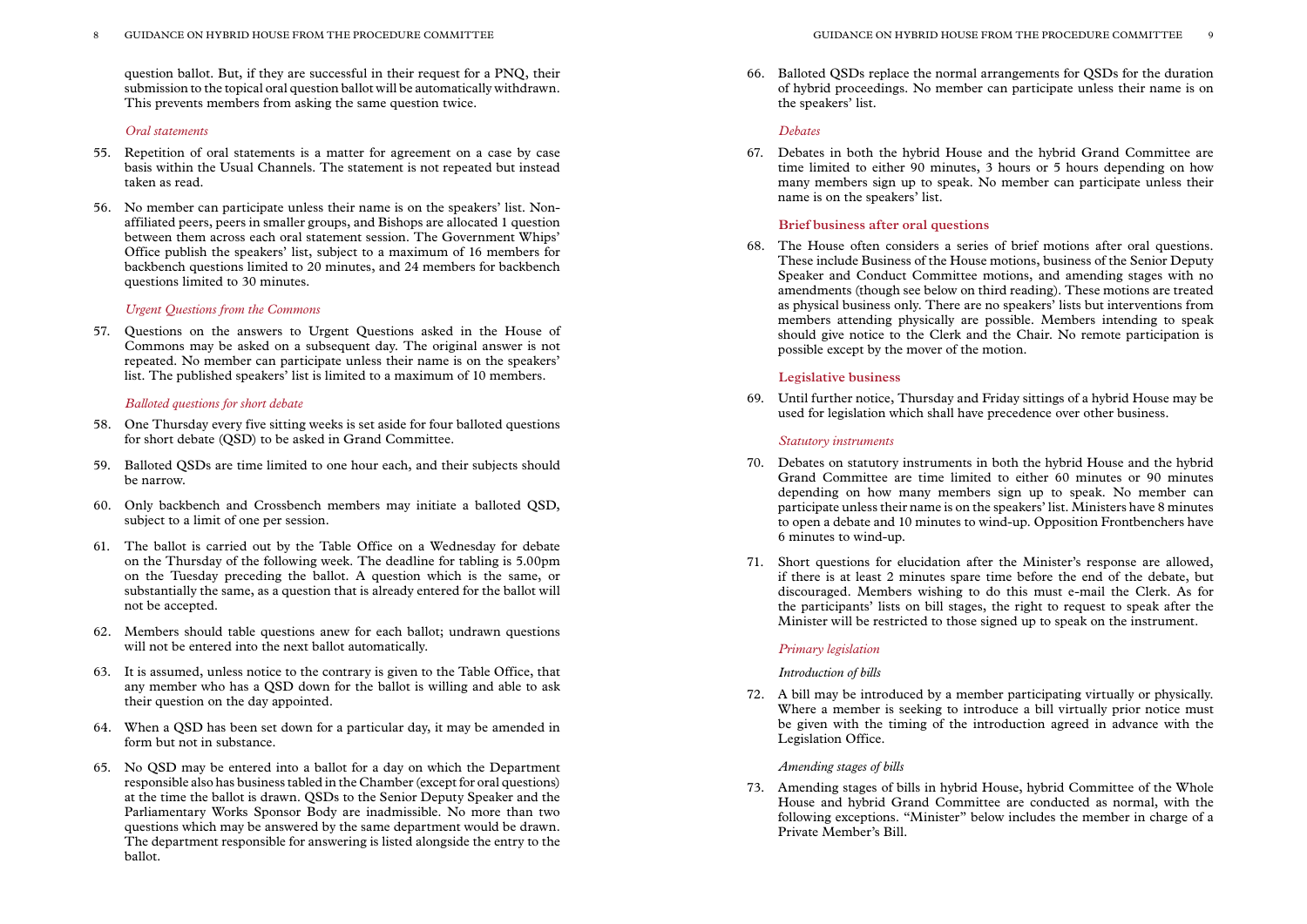question ballot. But, if they are successful in their request for a PNQ, their submission to the topical oral question ballot will be automatically withdrawn. This prevents members from asking the same question twice.

*Oral statements*

55. Repetition of oral statements is a matter for agreement on a case by case basis within the Usual Channels. The statement is not repeated but instead taken as read.

56. No member can participate unless their name is on the speakers' list. Non-affiliated peers, peers in smaller groups, and Bishops are allocated 1 question between them across each oral statement session. The Government Whips' Office publish the speakers' list, subject to a maximum of 16 members for backbench questions limited to 20 minutes, and 24 members for backbench questions limited to 30 minutes.

*Urgent Questions from the Commons*

57. Questions on the answers to Urgent Questions asked in the House of Commons may be asked on a subsequent day. The original answer is not repeated. No member can participate unless their name is on the speakers' list. The published speakers' list is limited to a maximum of 10 members.

*Balloted questions for short debate*

58. One Thursday every five sitting weeks is set aside for four balloted questions for short debate (QSD) to be asked in Grand Committee.

59. Balloted QSDs are time limited to one hour each, and their subjects should be narrow.

60. Only backbench and Crossbench members may initiate a balloted QSD, subject to a limit of one per session.

61. The ballot is carried out by the Table Office on a Wednesday for debate on the Thursday of the following week. The deadline for tabling is 5.00pm on the Tuesday preceding the ballot. A question which is the same, or substantially the same, as a question that is already entered for the ballot will not be accepted.

62. Members should table questions anew for each ballot; undrawn questions will not be entered into the next ballot automatically.

63. It is assumed, unless notice to the contrary is given to the Table Office, that any member who has a QSD down for the ballot is willing and able to ask their question on the day appointed.

64. When a QSD has been set down for a particular day, it may be amended in form but not in substance.

65. No QSD may be entered into a ballot for a day on which the Department responsible also has business tabled in the Chamber (except for oral questions) at the time the ballot is drawn. QSDs to the Senior Deputy Speaker and the Parliamentary Works Sponsor Body are inadmissible. No more than two questions which may be answered by the same department would be drawn. The department responsible for answering is listed alongside the entry to the ballot.

66. Balloted QSDs replace the normal arrangements for QSDs for the duration of hybrid proceedings. No member can participate unless their name is on the speakers' list.

*Debates*

67. Debates in both the hybrid House and the hybrid Grand Committee are time limited to either 90 minutes, 3 hours or 5 hours depending on how many members sign up to speak. No member can participate unless their name is on the speakers' list.

## Brief business after oral questions

68. The House often considers a series of brief motions after oral questions. These include Business of the House motions, business of the Senior Deputy Speaker and Conduct Committee motions, and amending stages with no amendments (though see below on third reading). These motions are treated as physical business only. There are no speakers' lists but interventions from members attending physically are possible. Members intending to speak should give notice to the Clerk and the Chair. No remote participation is possible except by the mover of the motion.

## Legislative business

69. Until further notice, Thursday and Friday sittings of a hybrid House may be used for legislation which shall have precedence over other business.

*Statutory instruments*

70. Debates on statutory instruments in both the hybrid House and the hybrid Grand Committee are time limited to either 60 minutes or 90 minutes depending on how many members sign up to speak. No member can participate unless their name is on the speakers' list. Ministers have 8 minutes to open a debate and 10 minutes to wind-up. Opposition Frontbenchers have 6 minutes to wind-up.

71. Short questions for elucidation after the Minister's response are allowed, if there is at least 2 minutes spare time before the end of the debate, but discouraged. Members wishing to do this must e-mail the Clerk. As for the participants' lists on bill stages, the right to request to speak after the Minister will be restricted to those signed up to speak on the instrument.

*Primary legislation*

*Introduction of bills*

72. A bill may be introduced by a member participating virtually or physically. Where a member is seeking to introduce a bill virtually prior notice must be given with the timing of the introduction agreed in advance with the Legislation Office.

*Amending stages of bills*

73. Amending stages of bills in hybrid House, hybrid Committee of the Whole House and hybrid Grand Committee are conducted as normal, with the following exceptions. "Minister" below includes the member in charge of a Private Member's Bill.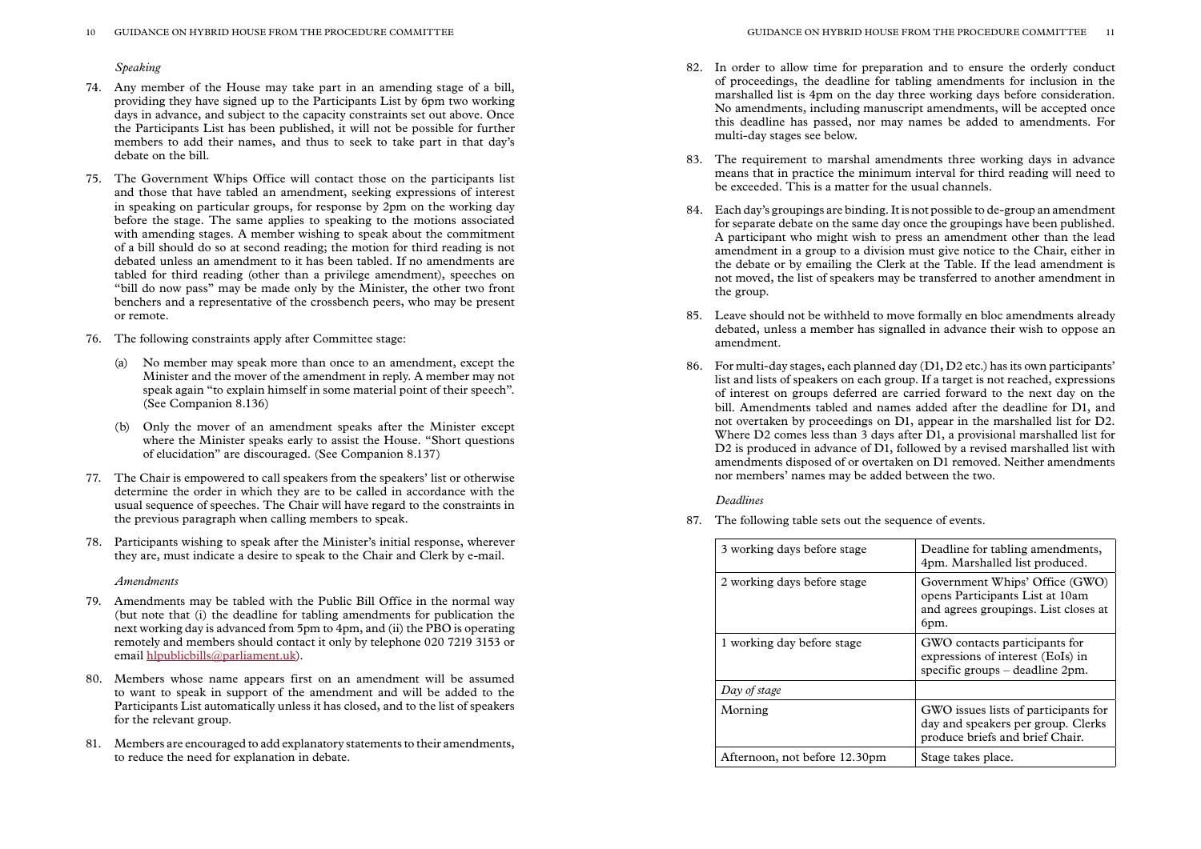### *Speaking*

74. Any member of the House may take part in an amending stage of a bill, providing they have signed up to the Participants List by 6pm two working days in advance, and subject to the capacity constraints set out above. Once the Participants List has been published, it will not be possible for further members to add their names, and thus to seek to take part in that day's debate on the bill.

75. The Government Whips Office will contact those on the participants list and those that have tabled an amendment, seeking expressions of interest in speaking on particular groups, for response by 2pm on the working day before the stage. The same applies to speaking to the motions associated with amending stages. A member wishing to speak about the commitment of a bill should do so at second reading; the motion for third reading is not debated unless an amendment to it has been tabled. If no amendments are tabled for third reading (other than a privilege amendment), speeches on "bill do now pass" may be made only by the Minister, the other two front benchers and a representative of the crossbench peers, who may be present or remote.

76. The following constraints apply after Committee stage:

    (a) No member may speak more than once to an amendment, except the Minister and the mover of the amendment in reply. A member may not speak again "to explain himself in some material point of their speech". (See Companion 8.136)

    (b) Only the mover of an amendment speaks after the Minister except where the Minister speaks early to assist the House. "Short questions of elucidation" are discouraged. (See Companion 8.137)

77. The Chair is empowered to call speakers from the speakers' list or otherwise determine the order in which they are to be called in accordance with the usual sequence of speeches. The Chair will have regard to the constraints in the previous paragraph when calling members to speak.

78. Participants wishing to speak after the Minister's initial response, wherever they are, must indicate a desire to speak to the Chair and Clerk by e-mail.

### *Amendments*

79. Amendments may be tabled with the Public Bill Office in the normal way (but note that (i) the deadline for tabling amendments for publication the next working day is advanced from 5pm to 4pm, and (ii) the PBO is operating remotely and members should contact it only by telephone 020 7219 3153 or email hlpublicbills@parliament.uk).

80. Members whose name appears first on an amendment will be assumed to want to speak in support of the amendment and will be added to the Participants List automatically unless it has closed, and to the list of speakers for the relevant group.

81. Members are encouraged to add explanatory statements to their amendments, to reduce the need for explanation in debate.

82. In order to allow time for preparation and to ensure the orderly conduct of proceedings, the deadline for tabling amendments for inclusion in the marshalled list is 4pm on the day three working days before consideration. No amendments, including manuscript amendments, will be accepted once this deadline has passed, nor may names be added to amendments. For multi-day stages see below.

83. The requirement to marshal amendments three working days in advance means that in practice the minimum interval for third reading will need to be exceeded. This is a matter for the usual channels.

84. Each day's groupings are binding. It is not possible to de-group an amendment for separate debate on the same day once the groupings have been published. A participant who might wish to press an amendment other than the lead amendment in a group to a division must give notice to the Chair, either in the debate or by emailing the Clerk at the Table. If the lead amendment is not moved, the list of speakers may be transferred to another amendment in the group.

85. Leave should not be withheld to move formally en bloc amendments already debated, unless a member has signalled in advance their wish to oppose an amendment.

86. For multi-day stages, each planned day (D1, D2 etc.) has its own participants' list and lists of speakers on each group. If a target is not reached, expressions of interest on groups deferred are carried forward to the next day on the bill. Amendments tabled and names added after the deadline for D1, and not overtaken by proceedings on D1, appear in the marshalled list for D2. Where D2 comes less than 3 days after D1, a provisional marshalled list for D2 is produced in advance of D1, followed by a revised marshalled list with amendments disposed of or overtaken on D1 removed. Neither amendments nor members' names may be added between the two.

### *Deadlines*

87. The following table sets out the sequence of events.

| | |
|---|---|
| 3 working days before stage | Deadline for tabling amendments, 4pm. Marshalled list produced. |
| 2 working days before stage | Government Whips' Office (GWO) opens Participants List at 10am and agrees groupings. List closes at 6pm. |
| 1 working day before stage | GWO contacts participants for expressions of interest (EoIs) in specific groups – deadline 2pm. |
| *Day of stage* | |
| Morning | GWO issues lists of participants for day and speakers per group. Clerks produce briefs and brief Chair. |
| Afternoon, not before 12.30pm | Stage takes place. |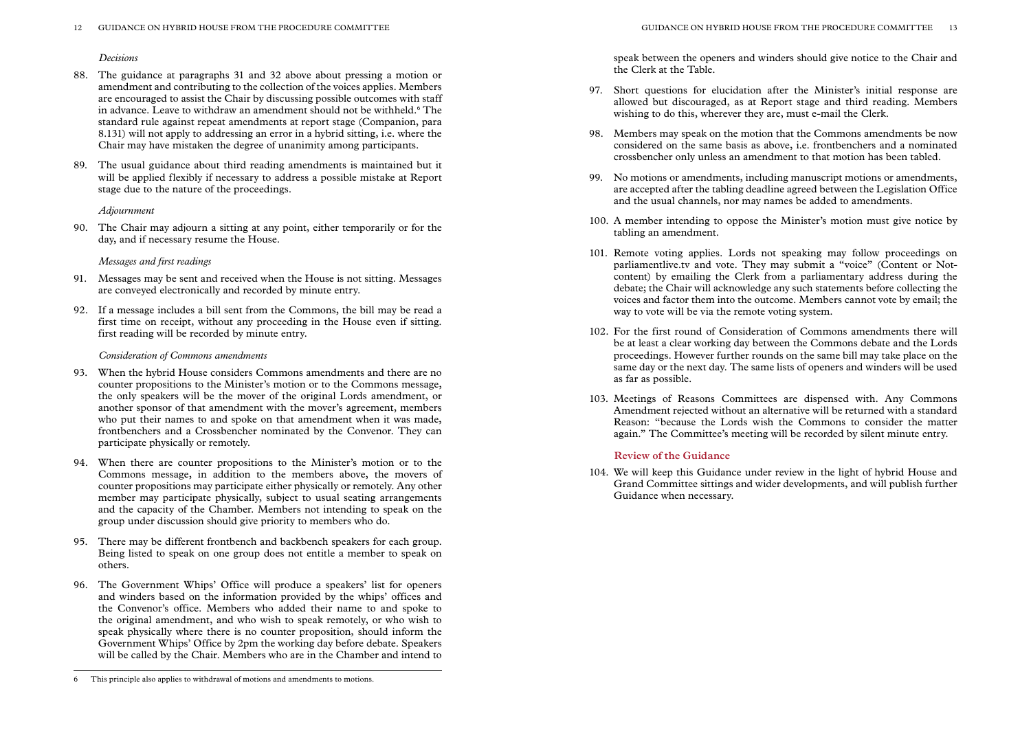*Decisions*

88. The guidance at paragraphs 31 and 32 above about pressing a motion or amendment and contributing to the collection of the voices applies. Members are encouraged to assist the Chair by discussing possible outcomes with staff in advance. Leave to withdraw an amendment should not be withheld.[6] The standard rule against repeat amendments at report stage (Companion, para 8.131) will not apply to addressing an error in a hybrid sitting, i.e. where the Chair may have mistaken the degree of unanimity among participants.

89. The usual guidance about third reading amendments is maintained but it will be applied flexibly if necessary to address a possible mistake at Report stage due to the nature of the proceedings.

*Adjournment*

90. The Chair may adjourn a sitting at any point, either temporarily or for the day, and if necessary resume the House.

*Messages and first readings*

91. Messages may be sent and received when the House is not sitting. Messages are conveyed electronically and recorded by minute entry.

92. If a message includes a bill sent from the Commons, the bill may be read a first time on receipt, without any proceeding in the House even if sitting. first reading will be recorded by minute entry.

*Consideration of Commons amendments*

93. When the hybrid House considers Commons amendments and there are no counter propositions to the Minister's motion or to the Commons message, the only speakers will be the mover of the original Lords amendment, or another sponsor of that amendment with the mover's agreement, members who put their names to and spoke on that amendment when it was made, frontbenchers and a Crossbencher nominated by the Convenor. They can participate physically or remotely.

94. When there are counter propositions to the Minister's motion or to the Commons message, in addition to the members above, the movers of counter propositions may participate either physically or remotely. Any other member may participate physically, subject to usual seating arrangements and the capacity of the Chamber. Members not intending to speak on the group under discussion should give priority to members who do.

95. There may be different frontbench and backbench speakers for each group. Being listed to speak on one group does not entitle a member to speak on others.

96. The Government Whips' Office will produce a speakers' list for openers and winders based on the information provided by the whips' offices and the Convenor's office. Members who added their name to and spoke to the original amendment, and who wish to speak remotely, or who wish to speak physically where there is no counter proposition, should inform the Government Whips' Office by 2pm the working day before debate. Speakers will be called by the Chair. Members who are in the Chamber and intend to speak between the openers and winders should give notice to the Chair and the Clerk at the Table.

97. Short questions for elucidation after the Minister's initial response are allowed but discouraged, as at Report stage and third reading. Members wishing to do this, wherever they are, must e-mail the Clerk.

98. Members may speak on the motion that the Commons amendments be now considered on the same basis as above, i.e. frontbenchers and a nominated crossbencher only unless an amendment to that motion has been tabled.

99. No motions or amendments, including manuscript motions or amendments, are accepted after the tabling deadline agreed between the Legislation Office and the usual channels, nor may names be added to amendments.

100. A member intending to oppose the Minister's motion must give notice by tabling an amendment.

101. Remote voting applies. Lords not speaking may follow proceedings on parliamentlive.tv and vote. They may submit a "voice" (Content or Not-content) by emailing the Clerk from a parliamentary address during the debate; the Chair will acknowledge any such statements before collecting the voices and factor them into the outcome. Members cannot vote by email; the way to vote will be via the remote voting system.

102. For the first round of Consideration of Commons amendments there will be at least a clear working day between the Commons debate and the Lords proceedings. However further rounds on the same bill may take place on the same day or the next day. The same lists of openers and winders will be used as far as possible.

103. Meetings of Reasons Committees are dispensed with. Any Commons Amendment rejected without an alternative will be returned with a standard Reason: "because the Lords wish the Commons to consider the matter again." The Committee's meeting will be recorded by silent minute entry.

## Review of the Guidance

104. We will keep this Guidance under review in the light of hybrid House and Grand Committee sittings and wider developments, and will publish further Guidance when necessary.

---

6 This principle also applies to withdrawal of motions and amendments to motions.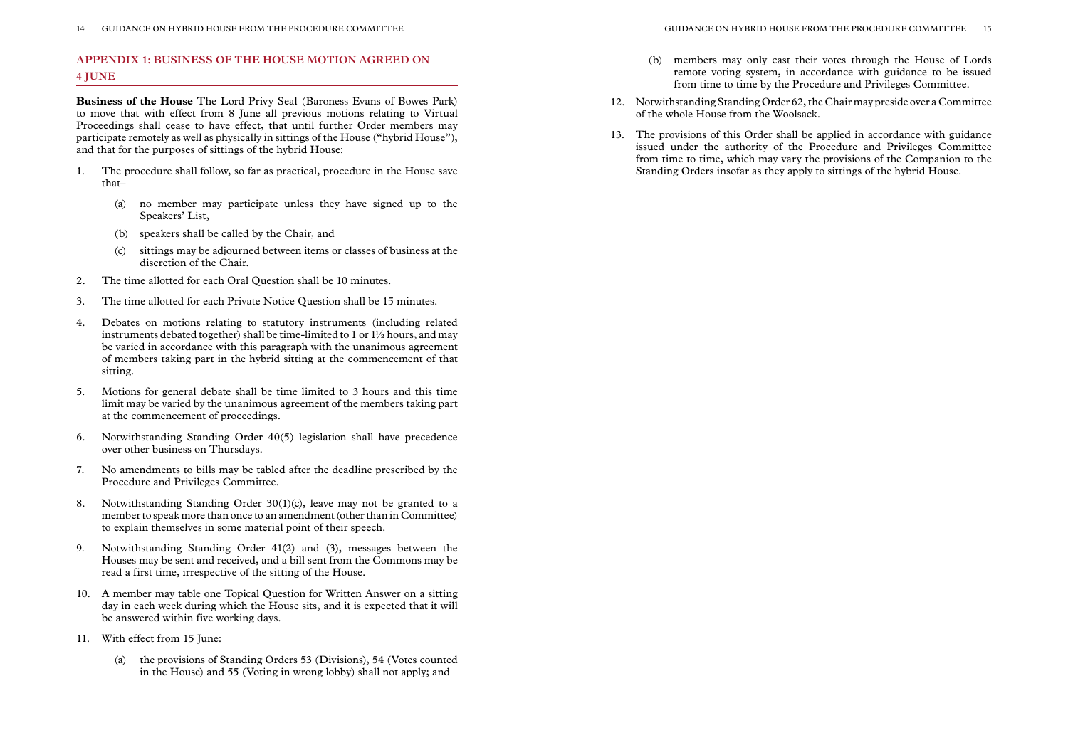## APPENDIX 1: BUSINESS OF THE HOUSE MOTION AGREED ON 4 JUNE

**Business of the House** The Lord Privy Seal (Baroness Evans of Bowes Park) to move that with effect from 8 June all previous motions relating to Virtual Proceedings shall cease to have effect, that until further Order members may participate remotely as well as physically in sittings of the House ("hybrid House"), and that for the purposes of sittings of the hybrid House:

1. The procedure shall follow, so far as practical, procedure in the House save that–
   (a) no member may participate unless they have signed up to the Speakers' List,
   (b) speakers shall be called by the Chair, and
   (c) sittings may be adjourned between items or classes of business at the discretion of the Chair.
2. The time allotted for each Oral Question shall be 10 minutes.
3. The time allotted for each Private Notice Question shall be 15 minutes.
4. Debates on motions relating to statutory instruments (including related instruments debated together) shall be time-limited to 1 or 1½ hours, and may be varied in accordance with this paragraph with the unanimous agreement of members taking part in the hybrid sitting at the commencement of that sitting.
5. Motions for general debate shall be time limited to 3 hours and this time limit may be varied by the unanimous agreement of the members taking part at the commencement of proceedings.
6. Notwithstanding Standing Order 40(5) legislation shall have precedence over other business on Thursdays.
7. No amendments to bills may be tabled after the deadline prescribed by the Procedure and Privileges Committee.
8. Notwithstanding Standing Order 30(1)(c), leave may not be granted to a member to speak more than once to an amendment (other than in Committee) to explain themselves in some material point of their speech.
9. Notwithstanding Standing Order 41(2) and (3), messages between the Houses may be sent and received, and a bill sent from the Commons may be read a first time, irrespective of the sitting of the House.
10. A member may table one Topical Question for Written Answer on a sitting day in each week during which the House sits, and it is expected that it will be answered within five working days.
11. With effect from 15 June:
    (a) the provisions of Standing Orders 53 (Divisions), 54 (Votes counted in the House) and 55 (Voting in wrong lobby) shall not apply; and
    (b) members may only cast their votes through the House of Lords remote voting system, in accordance with guidance to be issued from time to time by the Procedure and Privileges Committee.
12. Notwithstanding Standing Order 62, the Chair may preside over a Committee of the whole House from the Woolsack.
13. The provisions of this Order shall be applied in accordance with guidance issued under the authority of the Procedure and Privileges Committee from time to time, which may vary the provisions of the Companion to the Standing Orders insofar as they apply to sittings of the hybrid House.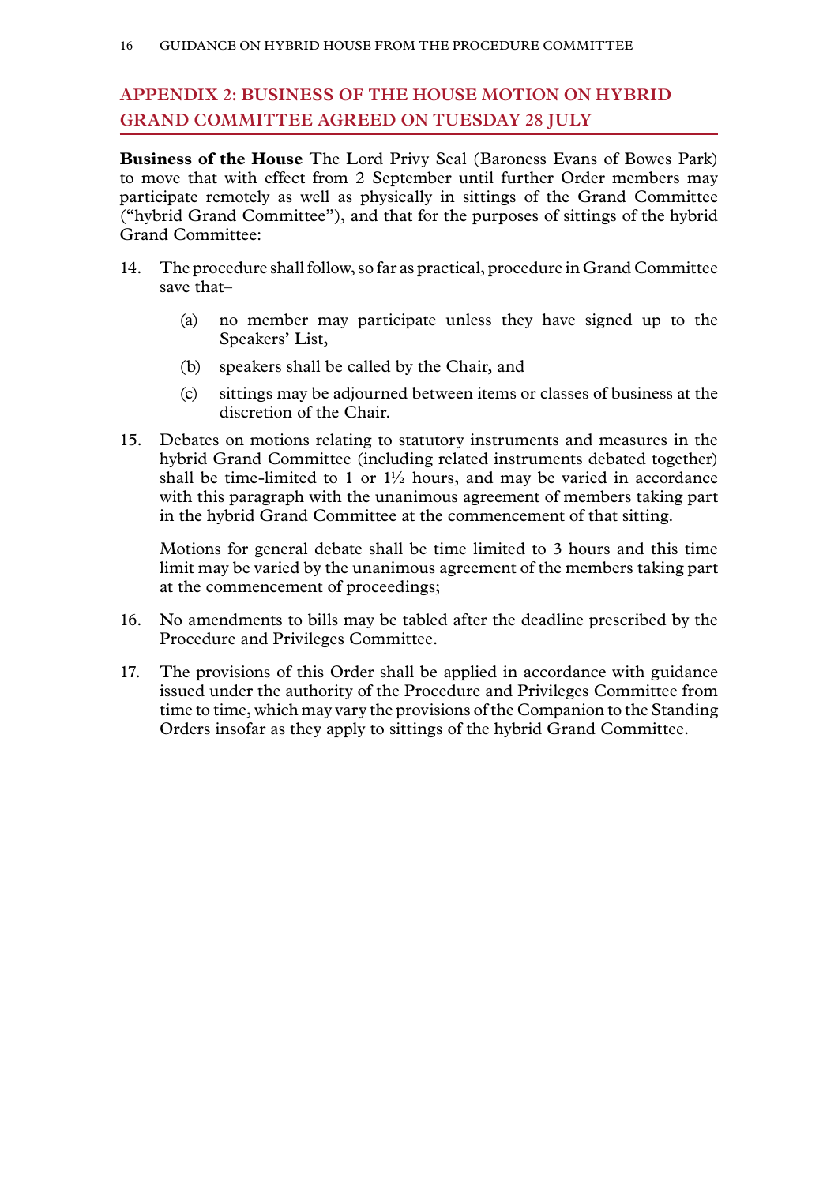## APPENDIX 2: BUSINESS OF THE HOUSE MOTION ON HYBRID GRAND COMMITTEE AGREED ON TUESDAY 28 JULY

**Business of the House** The Lord Privy Seal (Baroness Evans of Bowes Park) to move that with effect from 2 September until further Order members may participate remotely as well as physically in sittings of the Grand Committee ("hybrid Grand Committee"), and that for the purposes of sittings of the hybrid Grand Committee:

14. The procedure shall follow, so far as practical, procedure in Grand Committee save that–

    (a) no member may participate unless they have signed up to the Speakers' List,

    (b) speakers shall be called by the Chair, and

    (c) sittings may be adjourned between items or classes of business at the discretion of the Chair.

15. Debates on motions relating to statutory instruments and measures in the hybrid Grand Committee (including related instruments debated together) shall be time-limited to 1 or 1½ hours, and may be varied in accordance with this paragraph with the unanimous agreement of members taking part in the hybrid Grand Committee at the commencement of that sitting.

    Motions for general debate shall be time limited to 3 hours and this time limit may be varied by the unanimous agreement of the members taking part at the commencement of proceedings;

16. No amendments to bills may be tabled after the deadline prescribed by the Procedure and Privileges Committee.

17. The provisions of this Order shall be applied in accordance with guidance issued under the authority of the Procedure and Privileges Committee from time to time, which may vary the provisions of the Companion to the Standing Orders insofar as they apply to sittings of the hybrid Grand Committee.